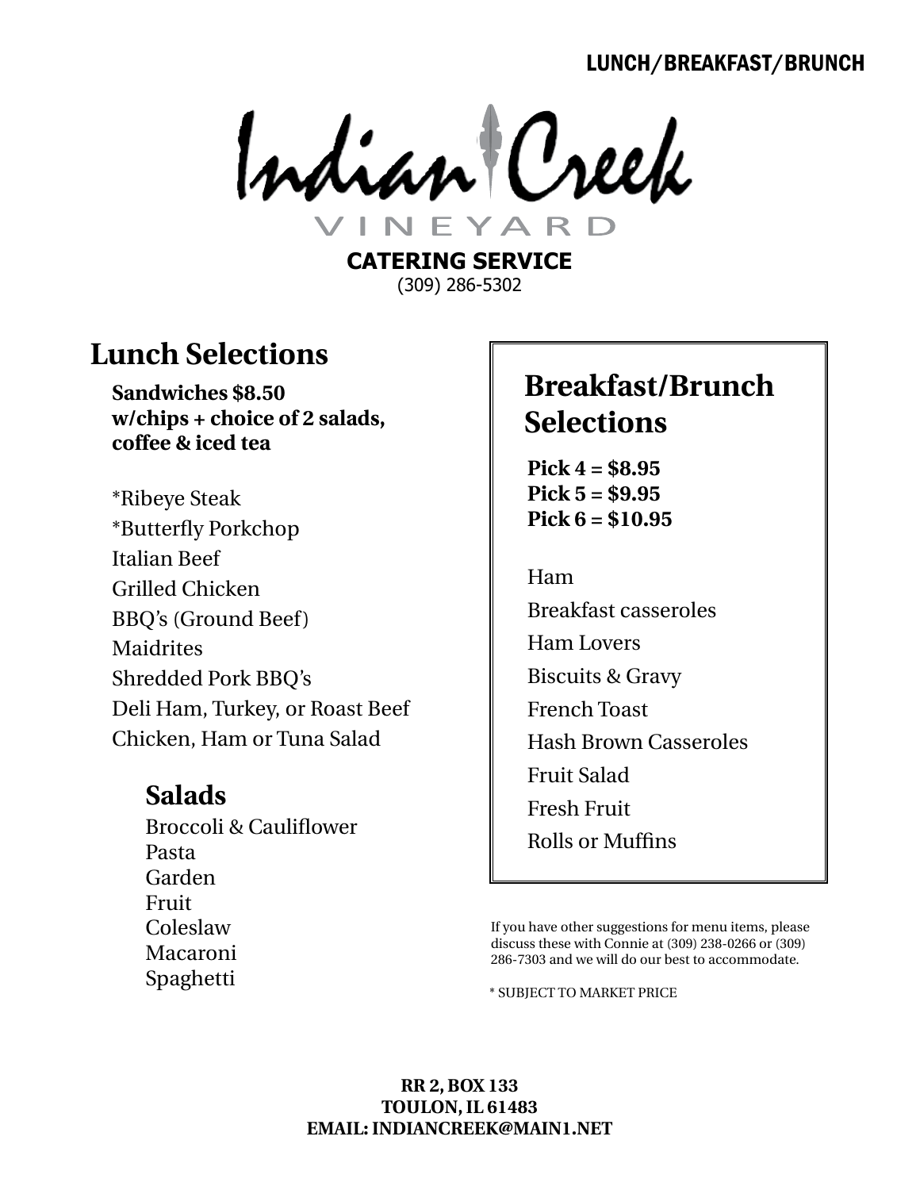LUNCH/BREAKFAST/BRUNCH

# Indian Creek VINEYARD

**CATERING SERVICE**
(309) 286-5302

## Lunch Selections

**Sandwiches $8.50**
**w/chips + choice of 2 salads, coffee & iced tea**

*Ribeye Steak
*Butterfly Porkchop
Italian Beef
Grilled Chicken
BBQ's (Ground Beef)
Maidrites
Shredded Pork BBQ's
Deli Ham, Turkey, or Roast Beef
Chicken, Ham or Tuna Salad

### Salads

Broccoli & Cauliflower
Pasta
Garden
Fruit
Coleslaw
Macaroni
Spaghetti

## Breakfast/Brunch Selections

**Pick 4 = $8.95**
**Pick 5 = $9.95**
**Pick 6 = $10.95**

Ham
Breakfast casseroles
Ham Lovers
Biscuits & Gravy
French Toast
Hash Brown Casseroles
Fruit Salad
Fresh Fruit
Rolls or Muffins

If you have other suggestions for menu items, please discuss these with Connie at (309) 238-0266 or (309) 286-7303 and we will do our best to accommodate.

* SUBJECT TO MARKET PRICE

**RR 2, BOX 133**
**TOULON, IL 61483**
**EMAIL: INDIANCREEK@MAIN1.NET**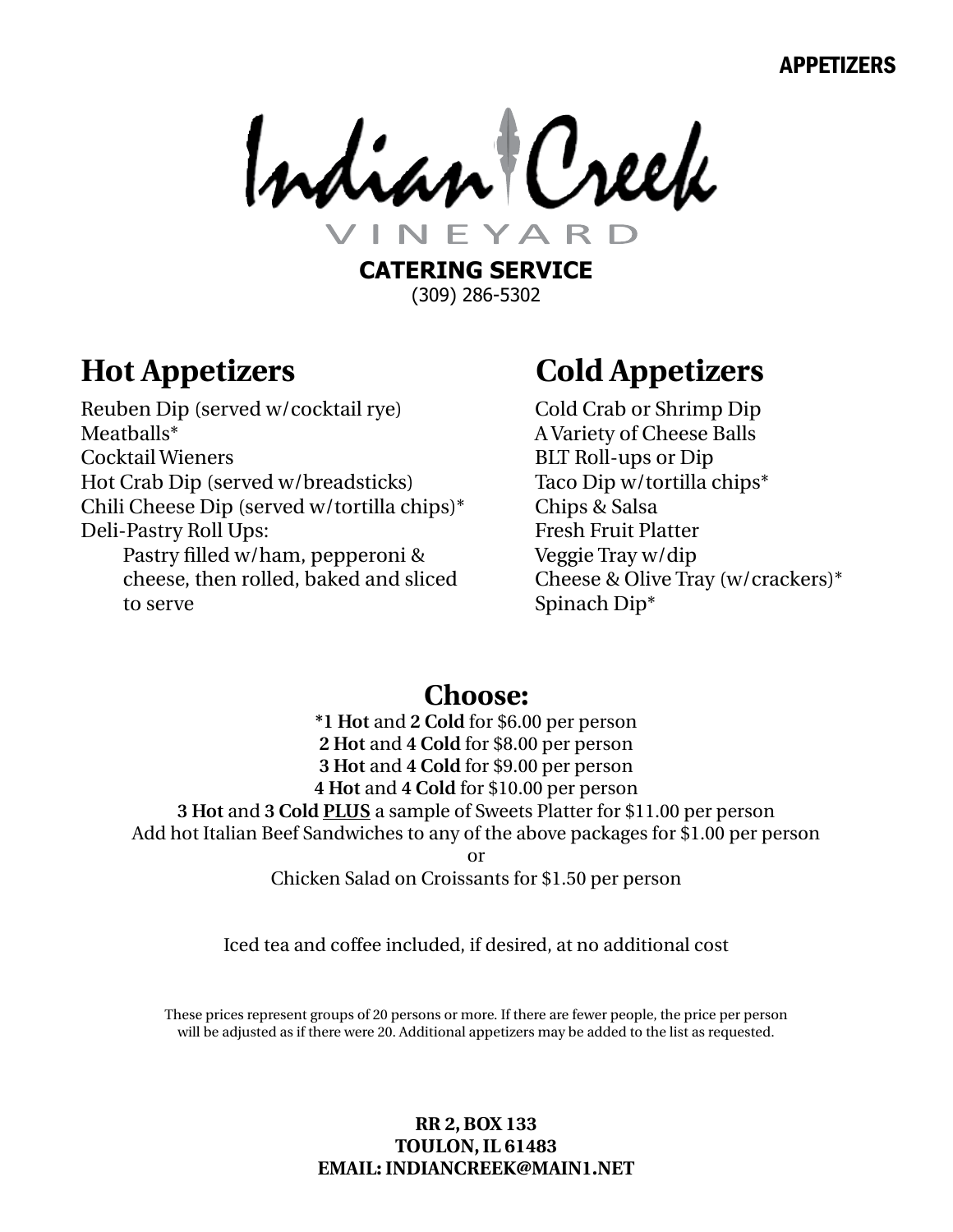APPETIZERS

# Indian Creek Vineyard

**CATERING SERVICE**
(309) 286-5302

## Hot Appetizers

Reuben Dip (served w/cocktail rye)
Meatballs*
Cocktail Wieners
Hot Crab Dip (served w/breadsticks)
Chili Cheese Dip (served w/tortilla chips)*
Deli-Pastry Roll Ups:
Pastry filled w/ham, pepperoni & cheese, then rolled, baked and sliced to serve

## Cold Appetizers

Cold Crab or Shrimp Dip
A Variety of Cheese Balls
BLT Roll-ups or Dip
Taco Dip w/tortilla chips*
Chips & Salsa
Fresh Fruit Platter
Veggie Tray w/dip
Cheese & Olive Tray (w/crackers)*
Spinach Dip*

## Choose:

**\*1 Hot** and **2 Cold** for $6.00 per person
**2 Hot** and **4 Cold** for $8.00 per person
**3 Hot** and **4 Cold** for $9.00 per person
**4 Hot** and **4 Cold** for $10.00 per person
**3 Hot** and **3 Cold** **PLUS** a sample of Sweets Platter for $11.00 per person
Add hot Italian Beef Sandwiches to any of the above packages for $1.00 per person
or
Chicken Salad on Croissants for $1.50 per person

Iced tea and coffee included, if desired, at no additional cost

These prices represent groups of 20 persons or more. If there are fewer people, the price per person will be adjusted as if there were 20. Additional appetizers may be added to the list as requested.

**RR 2, BOX 133**
**TOULON, IL 61483**
**EMAIL: INDIANCREEK@MAIN1.NET**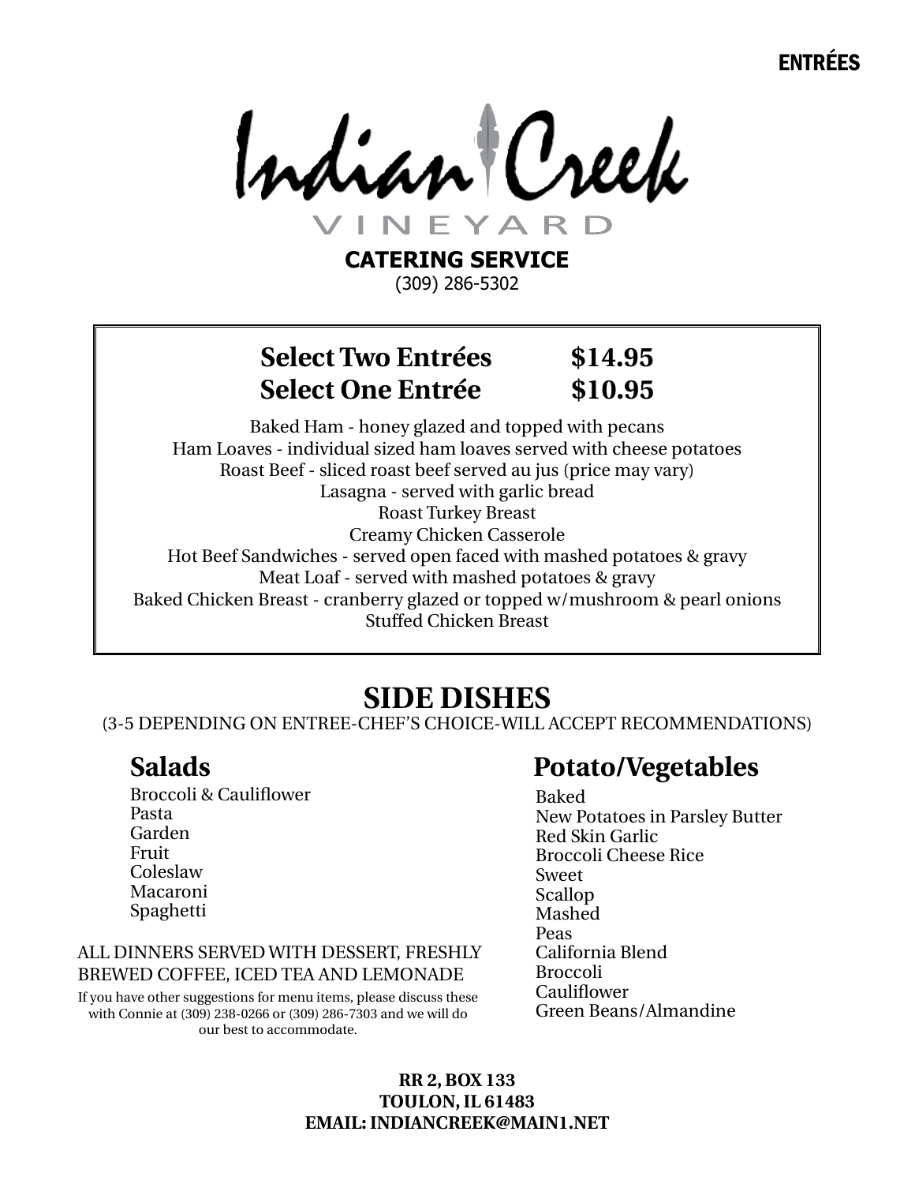ENTRÉES

# Indian Creek

VINEYARD

**CATERING SERVICE**

(309) 286-5302

## Select Two Entrées $14.95
## Select One Entrée $10.95

Baked Ham - honey glazed and topped with pecans

Ham Loaves - individual sized ham loaves served with cheese potatoes

Roast Beef - sliced roast beef served au jus (price may vary)

Lasagna - served with garlic bread

Roast Turkey Breast

Creamy Chicken Casserole

Hot Beef Sandwiches - served open faced with mashed potatoes & gravy

Meat Loaf - served with mashed potatoes & gravy

Baked Chicken Breast - cranberry glazed or topped w/mushroom & pearl onions

Stuffed Chicken Breast

# SIDE DISHES

(3-5 DEPENDING ON ENTREE-CHEF'S CHOICE-WILL ACCEPT RECOMMENDATIONS)

## Salads

Broccoli & Cauliflower
Pasta
Garden
Fruit
Coleslaw
Macaroni
Spaghetti

## Potato/Vegetables

Baked
New Potatoes in Parsley Butter
Red Skin Garlic
Broccoli Cheese Rice
Sweet
Scallop
Mashed
Peas
California Blend
Broccoli
Cauliflower
Green Beans/Almandine

ALL DINNERS SERVED WITH DESSERT, FRESHLY BREWED COFFEE, ICED TEA AND LEMONADE

If you have other suggestions for menu items, please discuss these with Connie at (309) 238-0266 or (309) 286-7303 and we will do our best to accommodate.

**RR 2, BOX 133**
**TOULON, IL 61483**
**EMAIL: INDIANCREEK@MAIN1.NET**